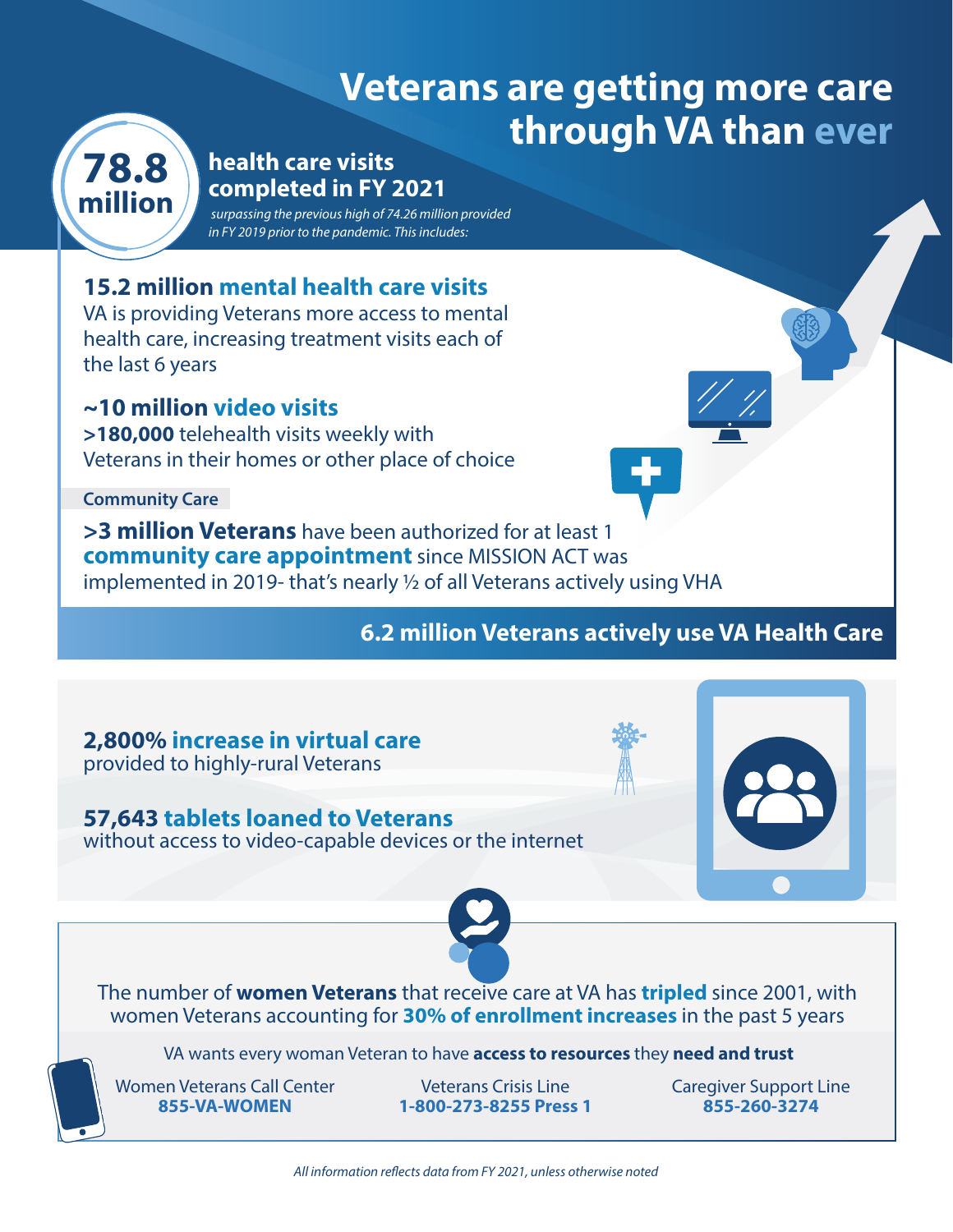# Veterans are getting more care through VA than ever

**78.8 million** health care visits completed in FY 2021

*surpassing the previous high of 74.26 million provided in FY 2019 prior to the pandemic. This includes:*

## 15.2 million mental health care visits

VA is providing Veterans more access to mental health care, increasing treatment visits each of the last 6 years

## ~10 million video visits

**>180,000** telehealth visits weekly with Veterans in their homes or other place of choice

**Community Care**

**>3 million Veterans** have been authorized for at least 1 **community care appointment** since MISSION ACT was implemented in 2019- that's nearly ½ of all Veterans actively using VHA

**6.2 million Veterans actively use VA Health Care**

**2,800% increase in virtual care**
provided to highly-rural Veterans

**57,643 tablets loaned to Veterans**
without access to video-capable devices or the internet

The number of **women Veterans** that receive care at VA has **tripled** since 2001, with women Veterans accounting for **30% of enrollment increases** in the past 5 years

VA wants every woman Veteran to have **access to resources** they **need and trust**

Women Veterans Call Center
**855-VA-WOMEN**

Veterans Crisis Line
**1-800-273-8255 Press 1**

Caregiver Support Line
**855-260-3274**

*All information reflects data from FY 2021, unless otherwise noted*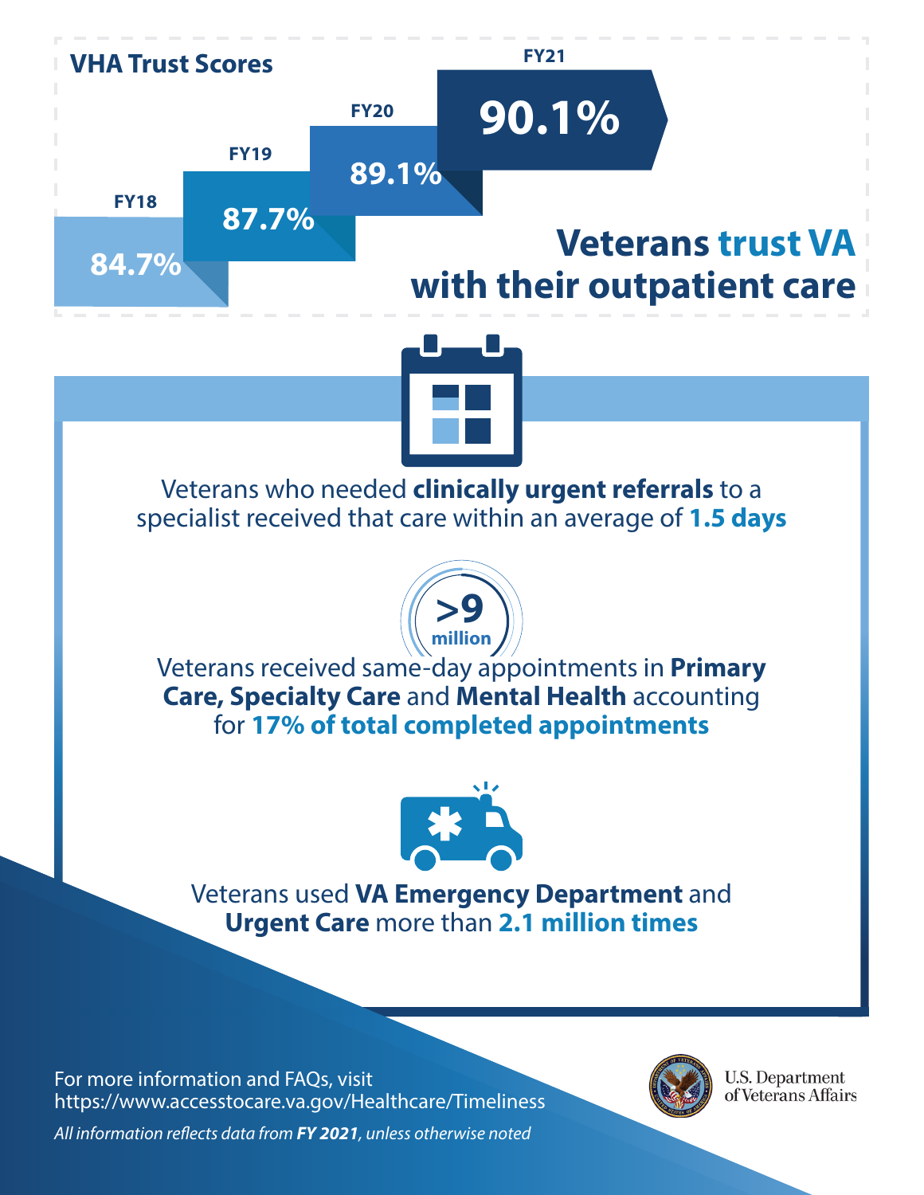## VHA Trust Scores

FY18
84.7%

FY19
87.7%

FY20
89.1%

FY21
90.1%

## Veterans trust VA with their outpatient care

Veterans who needed **clinically urgent referrals** to a specialist received that care within an average of **1.5 days**

**>9 million**

Veterans received same-day appointments in **Primary Care, Specialty Care** and **Mental Health** accounting for **17% of total completed appointments**

Veterans used **VA Emergency Department** and **Urgent Care** more than **2.1 million times**

For more information and FAQs, visit
https://www.accesstocare.va.gov/Healthcare/Timeliness

*All information reflects data from **FY 2021**, unless otherwise noted*

U.S. Department of Veterans Affairs